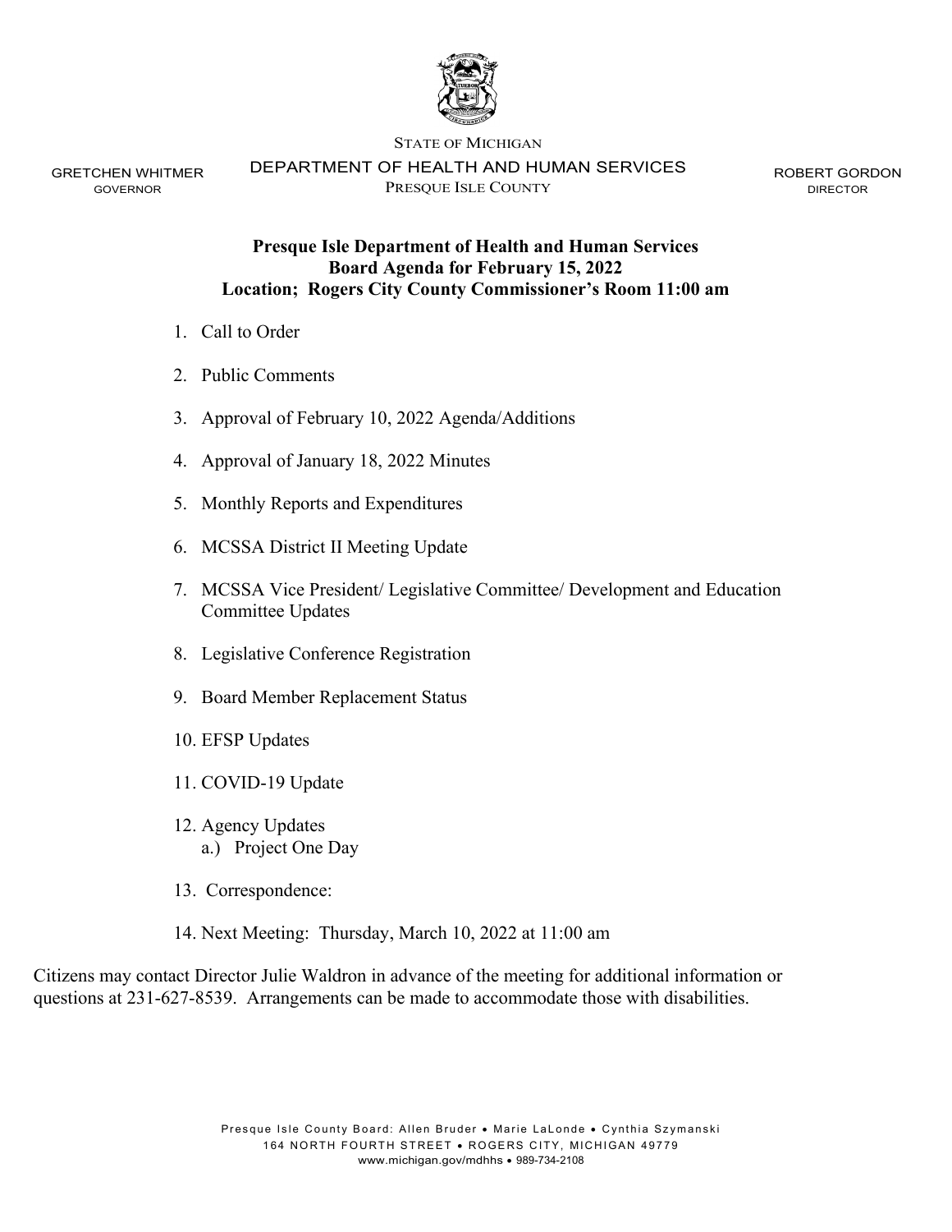STATE OF MICHIGAN

GRETCHEN WHITMER
GOVERNOR

DEPARTMENT OF HEALTH AND HUMAN SERVICES
PRESQUE ISLE COUNTY

ROBERT GORDON
DIRECTOR

**Presque Isle Department of Health and Human Services**
**Board Agenda for February 15, 2022**
**Location; Rogers City County Commissioner's Room 11:00 am**

1. Call to Order
2. Public Comments
3. Approval of February 10, 2022 Agenda/Additions
4. Approval of January 18, 2022 Minutes
5. Monthly Reports and Expenditures
6. MCSSA District II Meeting Update
7. MCSSA Vice President/ Legislative Committee/ Development and Education Committee Updates
8. Legislative Conference Registration
9. Board Member Replacement Status
10. EFSP Updates
11. COVID-19 Update
12. Agency Updates
    a.) Project One Day
13. Correspondence:
14. Next Meeting: Thursday, March 10, 2022 at 11:00 am

Citizens may contact Director Julie Waldron in advance of the meeting for additional information or questions at 231-627-8539. Arrangements can be made to accommodate those with disabilities.

Presque Isle County Board: Allen Bruder • Marie LaLonde • Cynthia Szymanski
164 NORTH FOURTH STREET • ROGERS CITY, MICHIGAN 49779
www.michigan.gov/mdhhs • 989-734-2108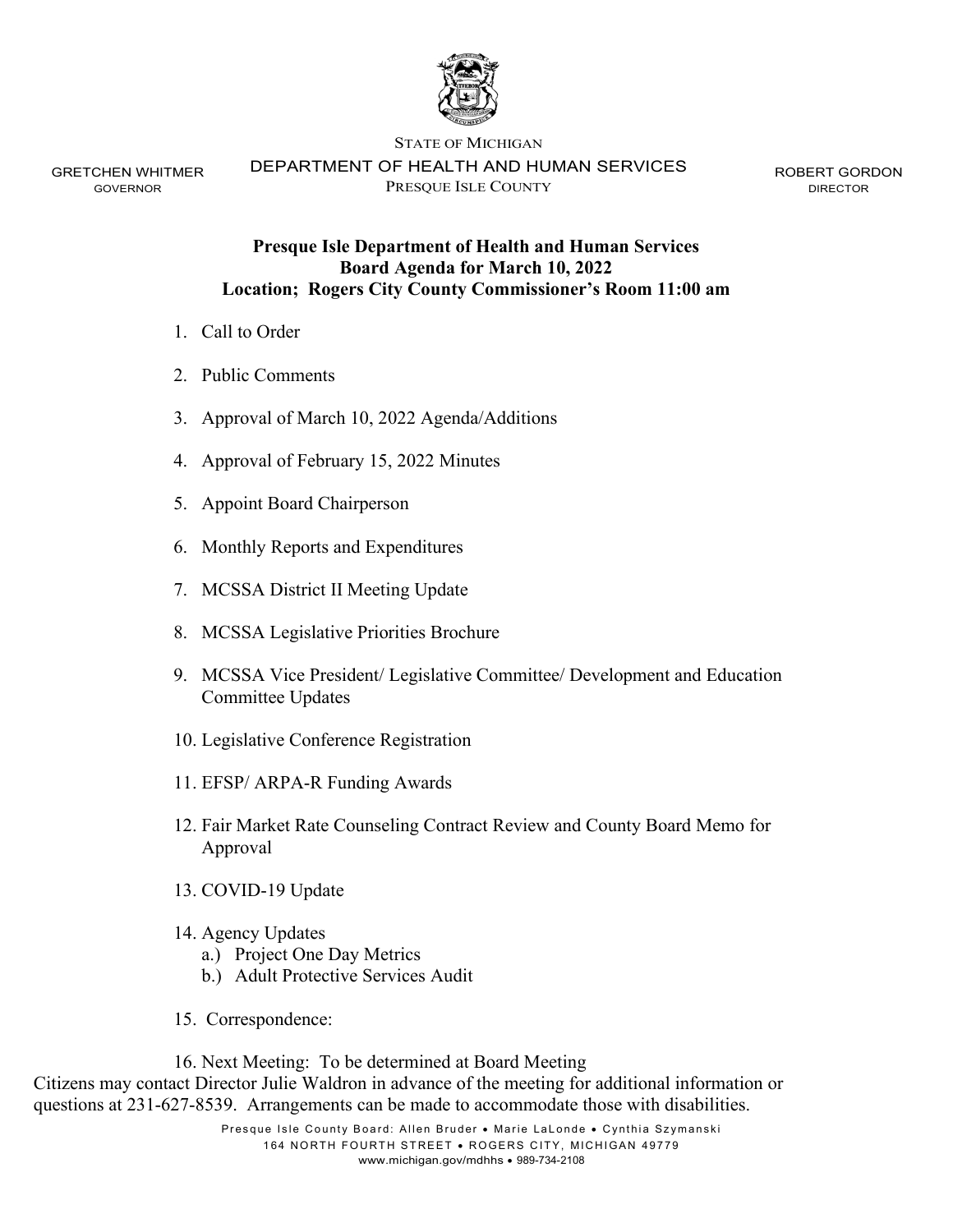STATE OF MICHIGAN

DEPARTMENT OF HEALTH AND HUMAN SERVICES

PRESQUE ISLE COUNTY

GRETCHEN WHITMER
GOVERNOR

ROBERT GORDON
DIRECTOR

**Presque Isle Department of Health and Human Services**
**Board Agenda for March 10, 2022**
**Location; Rogers City County Commissioner's Room 11:00 am**

1. Call to Order
2. Public Comments
3. Approval of March 10, 2022 Agenda/Additions
4. Approval of February 15, 2022 Minutes
5. Appoint Board Chairperson
6. Monthly Reports and Expenditures
7. MCSSA District II Meeting Update
8. MCSSA Legislative Priorities Brochure
9. MCSSA Vice President/ Legislative Committee/ Development and Education Committee Updates
10. Legislative Conference Registration
11. EFSP/ ARPA-R Funding Awards
12. Fair Market Rate Counseling Contract Review and County Board Memo for Approval
13. COVID-19 Update
14. Agency Updates
    - a.) Project One Day Metrics
    - b.) Adult Protective Services Audit
15. Correspondence:
16. Next Meeting: To be determined at Board Meeting

Citizens may contact Director Julie Waldron in advance of the meeting for additional information or questions at 231-627-8539. Arrangements can be made to accommodate those with disabilities.

Presque Isle County Board: Allen Bruder • Marie LaLonde • Cynthia Szymanski
164 NORTH FOURTH STREET • ROGERS CITY, MICHIGAN 49779
www.michigan.gov/mdhhs • 989-734-2108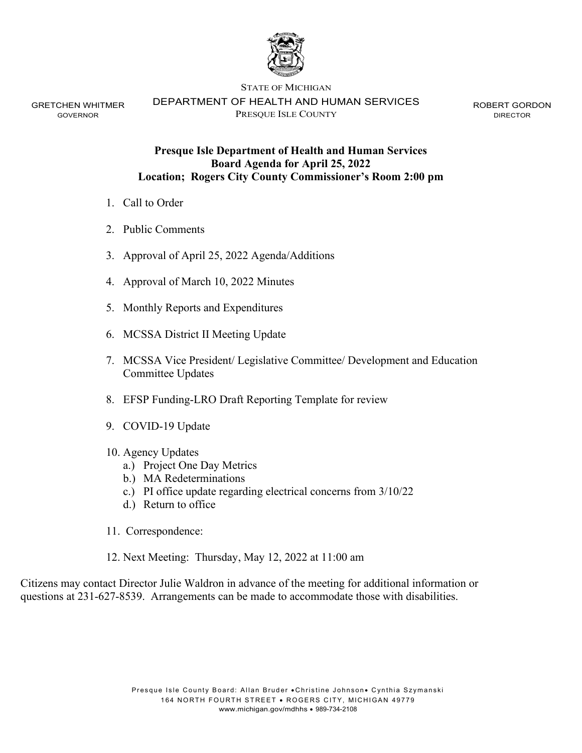STATE OF MICHIGAN

DEPARTMENT OF HEALTH AND HUMAN SERVICES

PRESQUE ISLE COUNTY

GRETCHEN WHITMER
GOVERNOR

ROBERT GORDON
DIRECTOR

**Presque Isle Department of Health and Human Services**
**Board Agenda for April 25, 2022**
**Location; Rogers City County Commissioner's Room 2:00 pm**

1. Call to Order
2. Public Comments
3. Approval of April 25, 2022 Agenda/Additions
4. Approval of March 10, 2022 Minutes
5. Monthly Reports and Expenditures
6. MCSSA District II Meeting Update
7. MCSSA Vice President/ Legislative Committee/ Development and Education Committee Updates
8. EFSP Funding-LRO Draft Reporting Template for review
9. COVID-19 Update
10. Agency Updates
    a.) Project One Day Metrics
    b.) MA Redeterminations
    c.) PI office update regarding electrical concerns from 3/10/22
    d.) Return to office
11. Correspondence:
12. Next Meeting: Thursday, May 12, 2022 at 11:00 am

Citizens may contact Director Julie Waldron in advance of the meeting for additional information or questions at 231-627-8539. Arrangements can be made to accommodate those with disabilities.

Presque Isle County Board: Allan Bruder • Christine Johnson • Cynthia Szymanski
164 NORTH FOURTH STREET • ROGERS CITY, MICHIGAN 49779
www.michigan.gov/mdhhs • 989-734-2108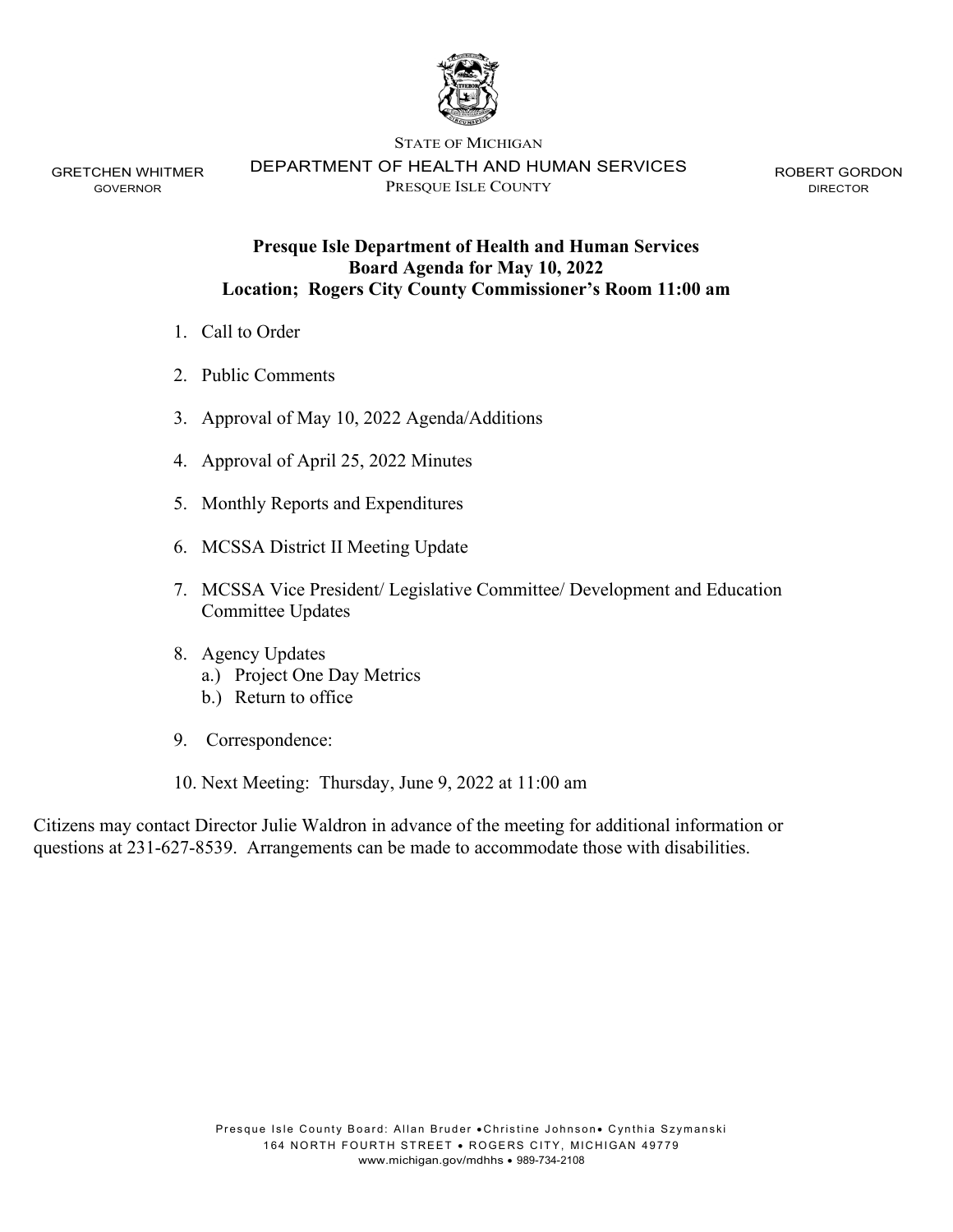STATE OF MICHIGAN

DEPARTMENT OF HEALTH AND HUMAN SERVICES

PRESQUE ISLE COUNTY

GRETCHEN WHITMER
GOVERNOR

ROBERT GORDON
DIRECTOR

**Presque Isle Department of Health and Human Services**
**Board Agenda for May 10, 2022**
**Location; Rogers City County Commissioner's Room 11:00 am**

1. Call to Order
2. Public Comments
3. Approval of May 10, 2022 Agenda/Additions
4. Approval of April 25, 2022 Minutes
5. Monthly Reports and Expenditures
6. MCSSA District II Meeting Update
7. MCSSA Vice President/ Legislative Committee/ Development and Education Committee Updates
8. Agency Updates
   a.) Project One Day Metrics
   b.) Return to office
9. Correspondence:
10. Next Meeting: Thursday, June 9, 2022 at 11:00 am

Citizens may contact Director Julie Waldron in advance of the meeting for additional information or questions at 231-627-8539. Arrangements can be made to accommodate those with disabilities.

Presque Isle County Board: Allan Bruder • Christine Johnson • Cynthia Szymanski
164 NORTH FOURTH STREET • ROGERS CITY, MICHIGAN 49779
www.michigan.gov/mdhhs • 989-734-2108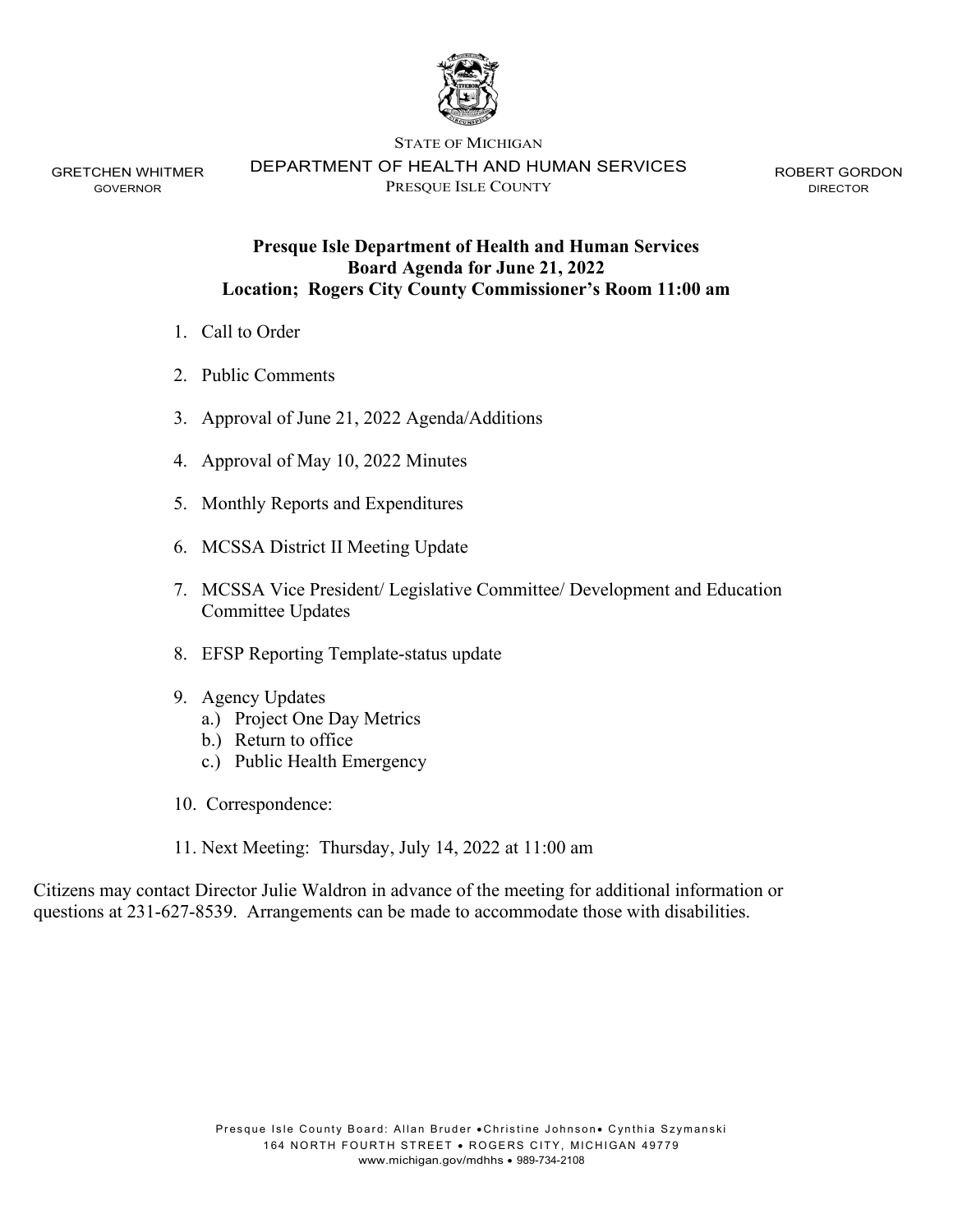STATE OF MICHIGAN

DEPARTMENT OF HEALTH AND HUMAN SERVICES

PRESQUE ISLE COUNTY

GRETCHEN WHITMER
GOVERNOR

ROBERT GORDON
DIRECTOR

**Presque Isle Department of Health and Human Services**
**Board Agenda for June 21, 2022**
**Location; Rogers City County Commissioner's Room 11:00 am**

1. Call to Order
2. Public Comments
3. Approval of June 21, 2022 Agenda/Additions
4. Approval of May 10, 2022 Minutes
5. Monthly Reports and Expenditures
6. MCSSA District II Meeting Update
7. MCSSA Vice President/ Legislative Committee/ Development and Education Committee Updates
8. EFSP Reporting Template-status update
9. Agency Updates
   a.) Project One Day Metrics
   b.) Return to office
   c.) Public Health Emergency
10. Correspondence:
11. Next Meeting: Thursday, July 14, 2022 at 11:00 am

Citizens may contact Director Julie Waldron in advance of the meeting for additional information or questions at 231-627-8539. Arrangements can be made to accommodate those with disabilities.

Presque Isle County Board: Allan Bruder • Christine Johnson • Cynthia Szymanski
164 NORTH FOURTH STREET • ROGERS CITY, MICHIGAN 49779
www.michigan.gov/mdhhs • 989-734-2108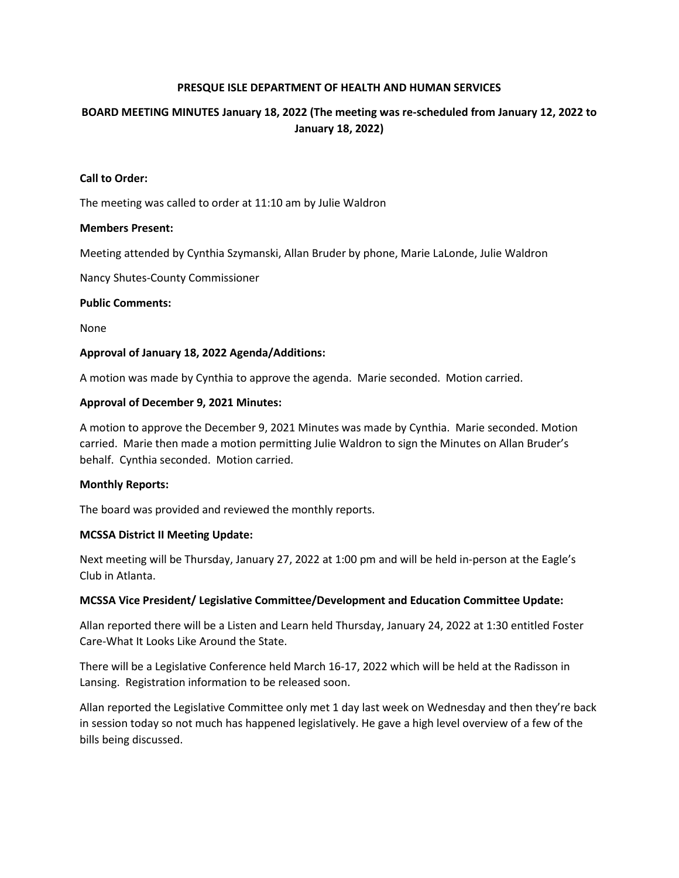**PRESQUE ISLE DEPARTMENT OF HEALTH AND HUMAN SERVICES**

**BOARD MEETING MINUTES January 18, 2022 (The meeting was re-scheduled from January 12, 2022 to January 18, 2022)**

**Call to Order:**

The meeting was called to order at 11:10 am by Julie Waldron

**Members Present:**

Meeting attended by Cynthia Szymanski, Allan Bruder by phone, Marie LaLonde, Julie Waldron

Nancy Shutes-County Commissioner

**Public Comments:**

None

**Approval of January 18, 2022 Agenda/Additions:**

A motion was made by Cynthia to approve the agenda. Marie seconded. Motion carried.

**Approval of December 9, 2021 Minutes:**

A motion to approve the December 9, 2021 Minutes was made by Cynthia. Marie seconded. Motion carried. Marie then made a motion permitting Julie Waldron to sign the Minutes on Allan Bruder's behalf. Cynthia seconded. Motion carried.

**Monthly Reports:**

The board was provided and reviewed the monthly reports.

**MCSSA District II Meeting Update:**

Next meeting will be Thursday, January 27, 2022 at 1:00 pm and will be held in-person at the Eagle's Club in Atlanta.

**MCSSA Vice President/ Legislative Committee/Development and Education Committee Update:**

Allan reported there will be a Listen and Learn held Thursday, January 24, 2022 at 1:30 entitled Foster Care-What It Looks Like Around the State.

There will be a Legislative Conference held March 16-17, 2022 which will be held at the Radisson in Lansing. Registration information to be released soon.

Allan reported the Legislative Committee only met 1 day last week on Wednesday and then they're back in session today so not much has happened legislatively. He gave a high level overview of a few of the bills being discussed.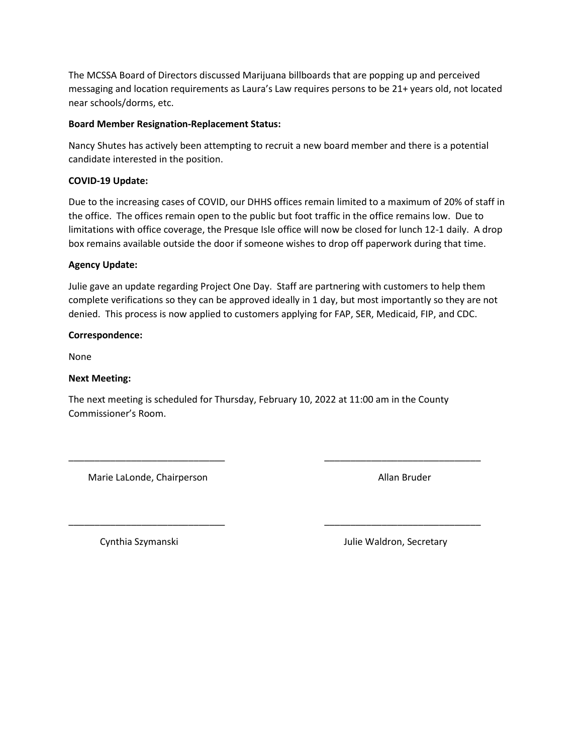The MCSSA Board of Directors discussed Marijuana billboards that are popping up and perceived messaging and location requirements as Laura's Law requires persons to be 21+ years old, not located near schools/dorms, etc.

**Board Member Resignation-Replacement Status:**

Nancy Shutes has actively been attempting to recruit a new board member and there is a potential candidate interested in the position.

**COVID-19 Update:**

Due to the increasing cases of COVID, our DHHS offices remain limited to a maximum of 20% of staff in the office. The offices remain open to the public but foot traffic in the office remains low. Due to limitations with office coverage, the Presque Isle office will now be closed for lunch 12-1 daily. A drop box remains available outside the door if someone wishes to drop off paperwork during that time.

**Agency Update:**

Julie gave an update regarding Project One Day. Staff are partnering with customers to help them complete verifications so they can be approved ideally in 1 day, but most importantly so they are not denied. This process is now applied to customers applying for FAP, SER, Medicaid, FIP, and CDC.

**Correspondence:**

None

**Next Meeting:**

The next meeting is scheduled for Thursday, February 10, 2022 at 11:00 am in the County Commissioner's Room.

______________________________ ______________________________

Marie LaLonde, Chairperson Allan Bruder

______________________________ ______________________________

Cynthia Szymanski Julie Waldron, Secretary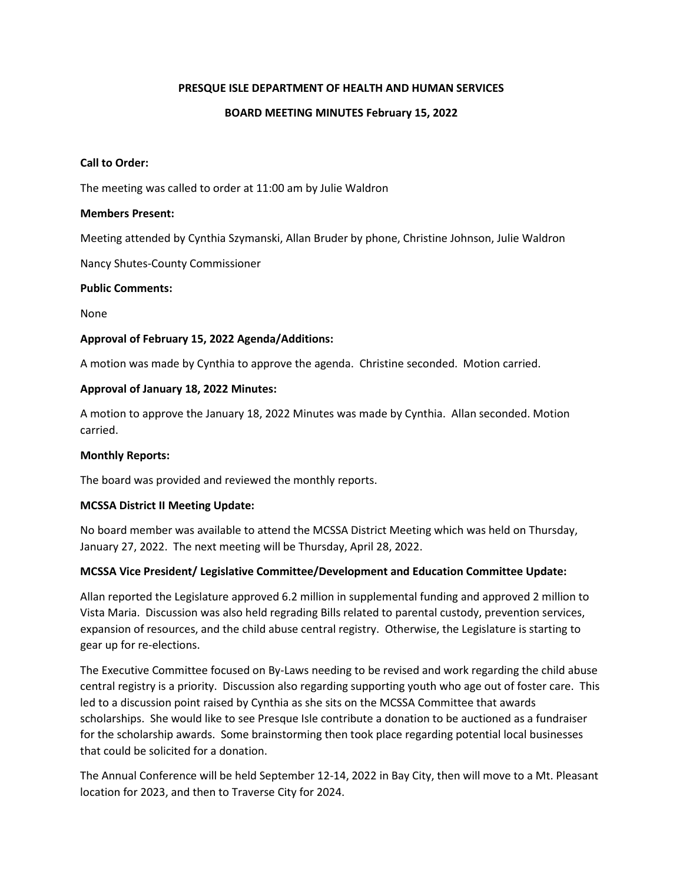**PRESQUE ISLE DEPARTMENT OF HEALTH AND HUMAN SERVICES**

**BOARD MEETING MINUTES February 15, 2022**

**Call to Order:**

The meeting was called to order at 11:00 am by Julie Waldron

**Members Present:**

Meeting attended by Cynthia Szymanski, Allan Bruder by phone, Christine Johnson, Julie Waldron

Nancy Shutes-County Commissioner

**Public Comments:**

None

**Approval of February 15, 2022 Agenda/Additions:**

A motion was made by Cynthia to approve the agenda. Christine seconded. Motion carried.

**Approval of January 18, 2022 Minutes:**

A motion to approve the January 18, 2022 Minutes was made by Cynthia. Allan seconded. Motion carried.

**Monthly Reports:**

The board was provided and reviewed the monthly reports.

**MCSSA District II Meeting Update:**

No board member was available to attend the MCSSA District Meeting which was held on Thursday, January 27, 2022. The next meeting will be Thursday, April 28, 2022.

**MCSSA Vice President/ Legislative Committee/Development and Education Committee Update:**

Allan reported the Legislature approved 6.2 million in supplemental funding and approved 2 million to Vista Maria. Discussion was also held regrading Bills related to parental custody, prevention services, expansion of resources, and the child abuse central registry. Otherwise, the Legislature is starting to gear up for re-elections.

The Executive Committee focused on By-Laws needing to be revised and work regarding the child abuse central registry is a priority. Discussion also regarding supporting youth who age out of foster care. This led to a discussion point raised by Cynthia as she sits on the MCSSA Committee that awards scholarships. She would like to see Presque Isle contribute a donation to be auctioned as a fundraiser for the scholarship awards. Some brainstorming then took place regarding potential local businesses that could be solicited for a donation.

The Annual Conference will be held September 12-14, 2022 in Bay City, then will move to a Mt. Pleasant location for 2023, and then to Traverse City for 2024.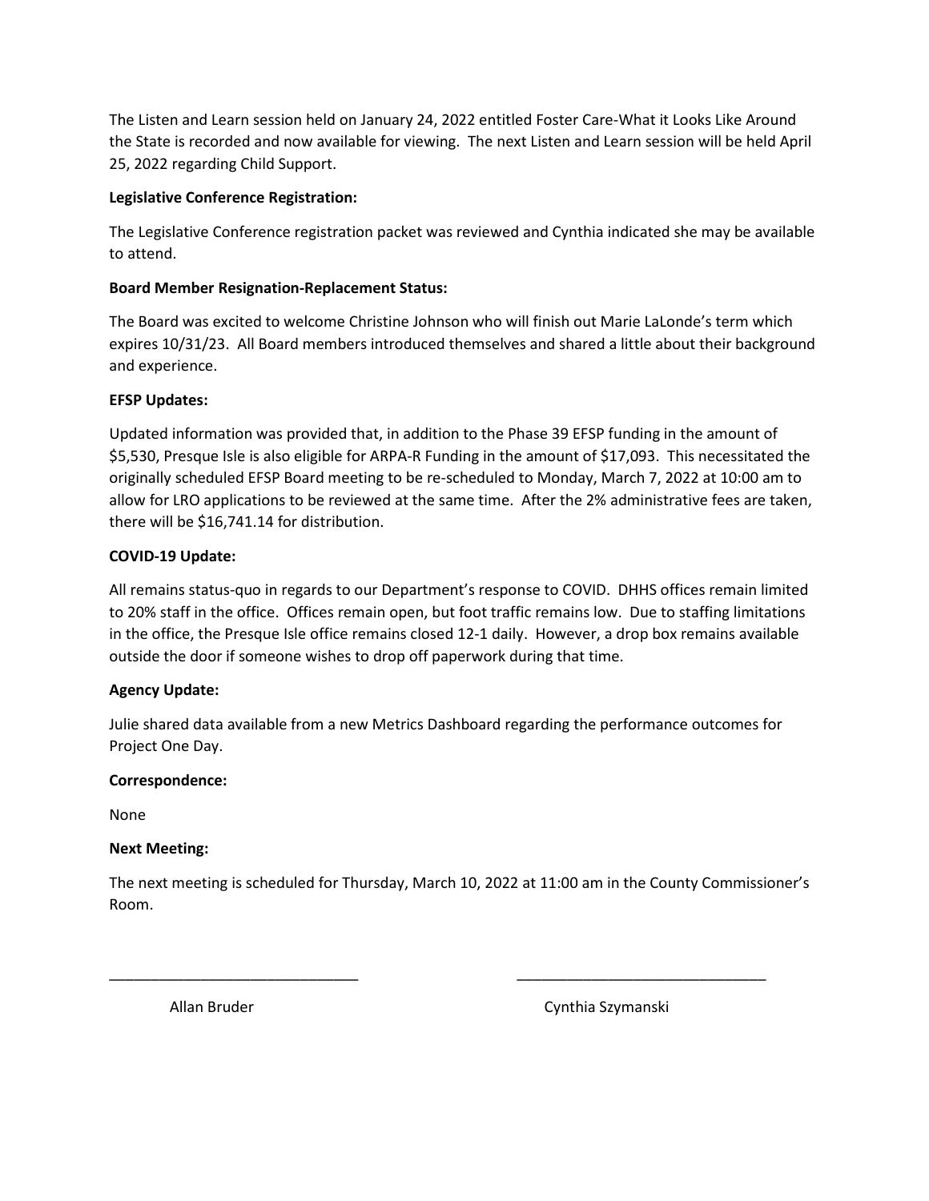The Listen and Learn session held on January 24, 2022 entitled Foster Care-What it Looks Like Around the State is recorded and now available for viewing. The next Listen and Learn session will be held April 25, 2022 regarding Child Support.

**Legislative Conference Registration:**

The Legislative Conference registration packet was reviewed and Cynthia indicated she may be available to attend.

**Board Member Resignation-Replacement Status:**

The Board was excited to welcome Christine Johnson who will finish out Marie LaLonde's term which expires 10/31/23. All Board members introduced themselves and shared a little about their background and experience.

**EFSP Updates:**

Updated information was provided that, in addition to the Phase 39 EFSP funding in the amount of $5,530, Presque Isle is also eligible for ARPA-R Funding in the amount of $17,093. This necessitated the originally scheduled EFSP Board meeting to be re-scheduled to Monday, March 7, 2022 at 10:00 am to allow for LRO applications to be reviewed at the same time. After the 2% administrative fees are taken, there will be $16,741.14 for distribution.

**COVID-19 Update:**

All remains status-quo in regards to our Department's response to COVID. DHHS offices remain limited to 20% staff in the office. Offices remain open, but foot traffic remains low. Due to staffing limitations in the office, the Presque Isle office remains closed 12-1 daily. However, a drop box remains available outside the door if someone wishes to drop off paperwork during that time.

**Agency Update:**

Julie shared data available from a new Metrics Dashboard regarding the performance outcomes for Project One Day.

**Correspondence:**

None

**Next Meeting:**

The next meeting is scheduled for Thursday, March 10, 2022 at 11:00 am in the County Commissioner's Room.

\_\_\_\_\_\_\_\_\_\_\_\_\_\_\_\_\_\_\_\_\_\_\_\_\_\_\_\_\_\_ \_\_\_\_\_\_\_\_\_\_\_\_\_\_\_\_\_\_\_\_\_\_\_\_\_\_\_\_\_\_

Allan Bruder Cynthia Szymanski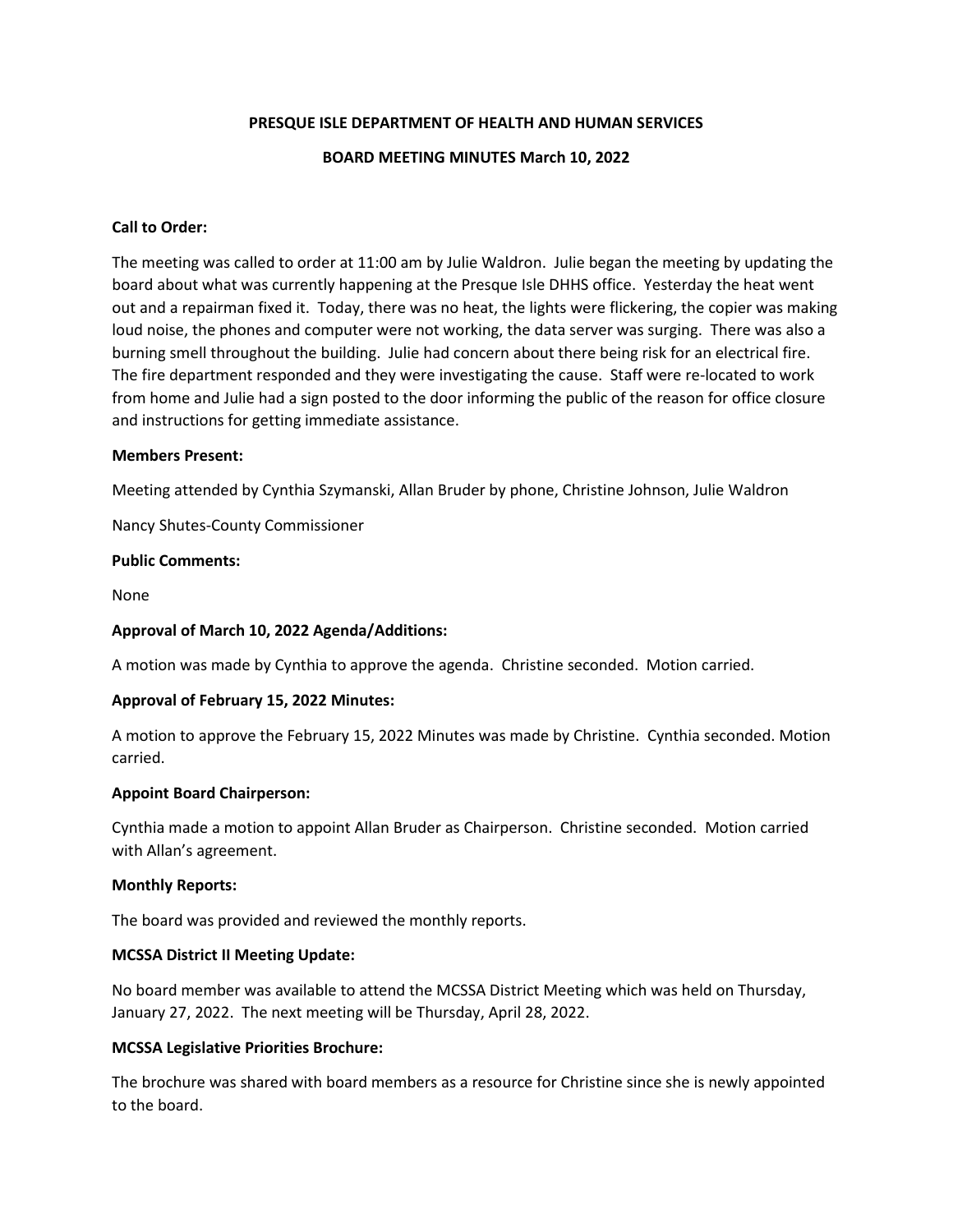**PRESQUE ISLE DEPARTMENT OF HEALTH AND HUMAN SERVICES**

**BOARD MEETING MINUTES March 10, 2022**

**Call to Order:**

The meeting was called to order at 11:00 am by Julie Waldron. Julie began the meeting by updating the board about what was currently happening at the Presque Isle DHHS office. Yesterday the heat went out and a repairman fixed it. Today, there was no heat, the lights were flickering, the copier was making loud noise, the phones and computer were not working, the data server was surging. There was also a burning smell throughout the building. Julie had concern about there being risk for an electrical fire. The fire department responded and they were investigating the cause. Staff were re-located to work from home and Julie had a sign posted to the door informing the public of the reason for office closure and instructions for getting immediate assistance.

**Members Present:**

Meeting attended by Cynthia Szymanski, Allan Bruder by phone, Christine Johnson, Julie Waldron

Nancy Shutes-County Commissioner

**Public Comments:**

None

**Approval of March 10, 2022 Agenda/Additions:**

A motion was made by Cynthia to approve the agenda. Christine seconded. Motion carried.

**Approval of February 15, 2022 Minutes:**

A motion to approve the February 15, 2022 Minutes was made by Christine. Cynthia seconded. Motion carried.

**Appoint Board Chairperson:**

Cynthia made a motion to appoint Allan Bruder as Chairperson. Christine seconded. Motion carried with Allan's agreement.

**Monthly Reports:**

The board was provided and reviewed the monthly reports.

**MCSSA District II Meeting Update:**

No board member was available to attend the MCSSA District Meeting which was held on Thursday, January 27, 2022. The next meeting will be Thursday, April 28, 2022.

**MCSSA Legislative Priorities Brochure:**

The brochure was shared with board members as a resource for Christine since she is newly appointed to the board.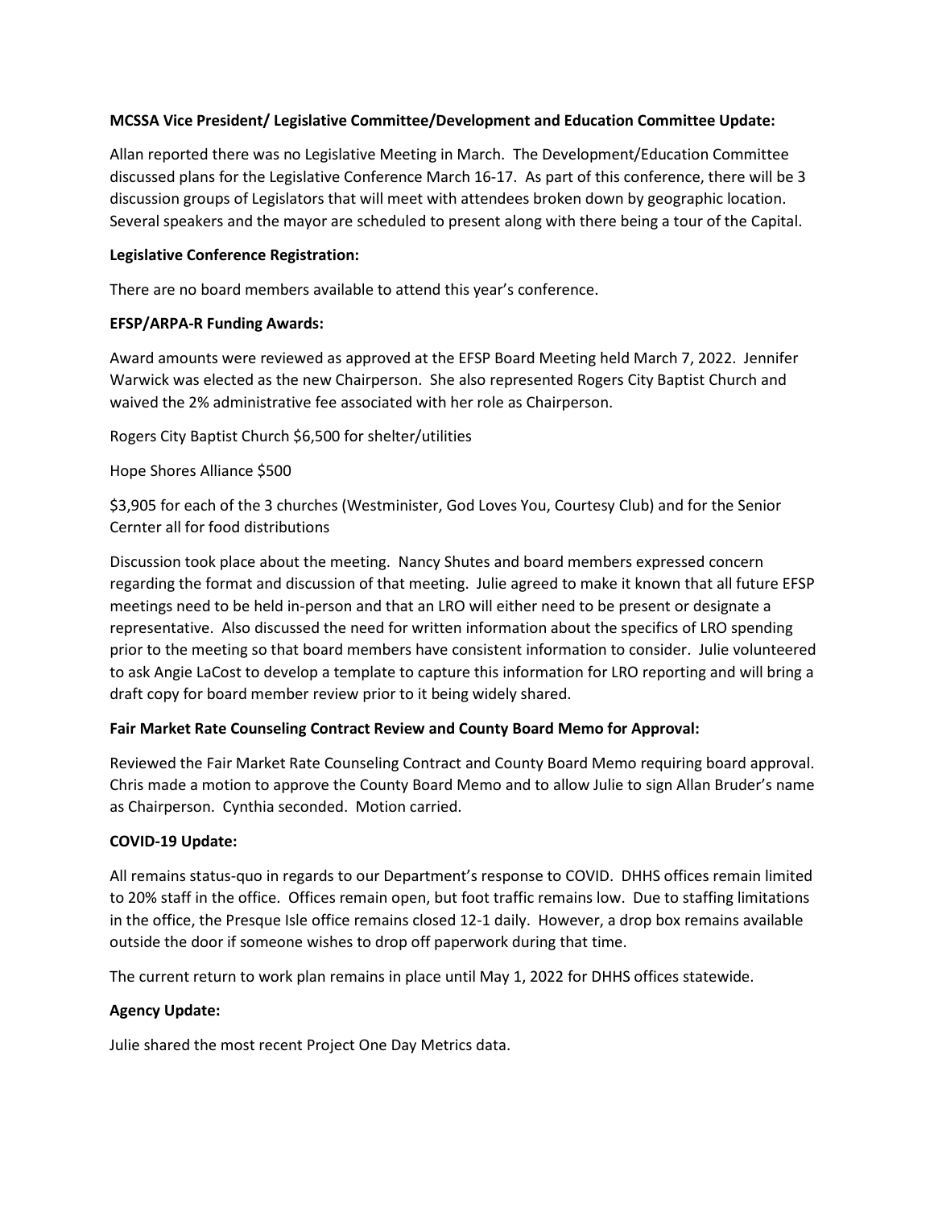**MCSSA Vice President/ Legislative Committee/Development and Education Committee Update:**

Allan reported there was no Legislative Meeting in March. The Development/Education Committee discussed plans for the Legislative Conference March 16-17. As part of this conference, there will be 3 discussion groups of Legislators that will meet with attendees broken down by geographic location. Several speakers and the mayor are scheduled to present along with there being a tour of the Capital.

**Legislative Conference Registration:**

There are no board members available to attend this year's conference.

**EFSP/ARPA-R Funding Awards:**

Award amounts were reviewed as approved at the EFSP Board Meeting held March 7, 2022. Jennifer Warwick was elected as the new Chairperson. She also represented Rogers City Baptist Church and waived the 2% administrative fee associated with her role as Chairperson.

Rogers City Baptist Church $6,500 for shelter/utilities

Hope Shores Alliance $500

$3,905 for each of the 3 churches (Westminister, God Loves You, Courtesy Club) and for the Senior Cernter all for food distributions

Discussion took place about the meeting. Nancy Shutes and board members expressed concern regarding the format and discussion of that meeting. Julie agreed to make it known that all future EFSP meetings need to be held in-person and that an LRO will either need to be present or designate a representative. Also discussed the need for written information about the specifics of LRO spending prior to the meeting so that board members have consistent information to consider. Julie volunteered to ask Angie LaCost to develop a template to capture this information for LRO reporting and will bring a draft copy for board member review prior to it being widely shared.

**Fair Market Rate Counseling Contract Review and County Board Memo for Approval:**

Reviewed the Fair Market Rate Counseling Contract and County Board Memo requiring board approval. Chris made a motion to approve the County Board Memo and to allow Julie to sign Allan Bruder's name as Chairperson. Cynthia seconded. Motion carried.

**COVID-19 Update:**

All remains status-quo in regards to our Department's response to COVID. DHHS offices remain limited to 20% staff in the office. Offices remain open, but foot traffic remains low. Due to staffing limitations in the office, the Presque Isle office remains closed 12-1 daily. However, a drop box remains available outside the door if someone wishes to drop off paperwork during that time.

The current return to work plan remains in place until May 1, 2022 for DHHS offices statewide.

**Agency Update:**

Julie shared the most recent Project One Day Metrics data.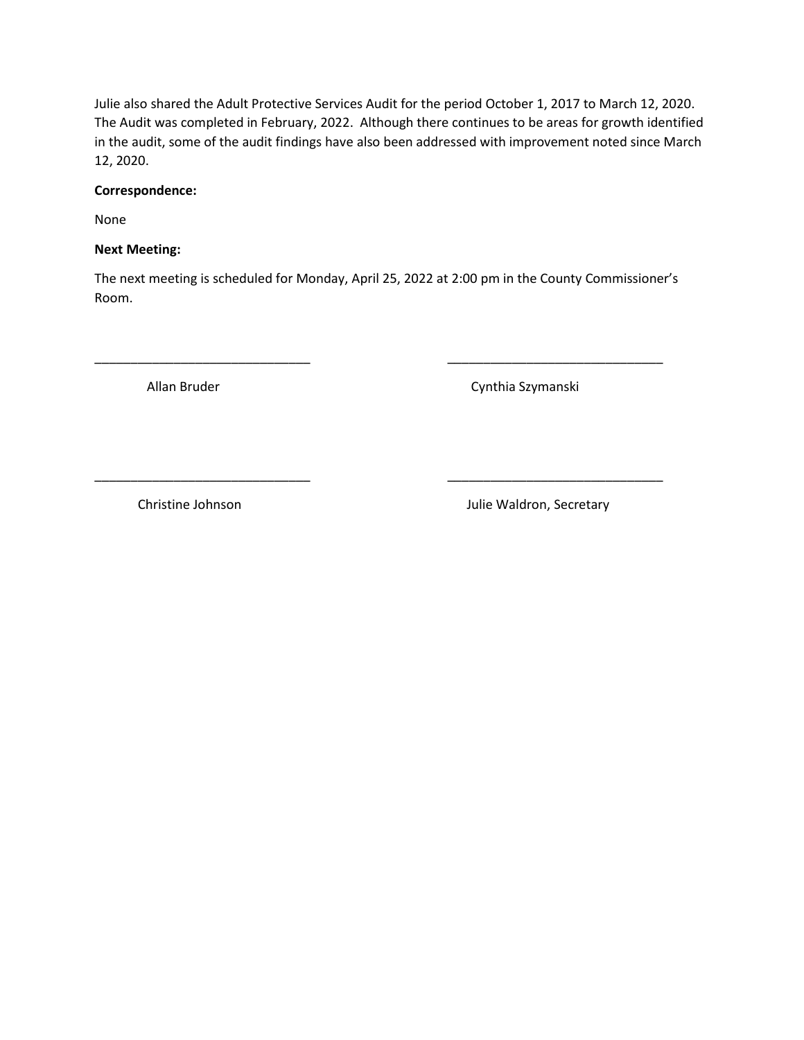Julie also shared the Adult Protective Services Audit for the period October 1, 2017 to March 12, 2020. The Audit was completed in February, 2022. Although there continues to be areas for growth identified in the audit, some of the audit findings have also been addressed with improvement noted since March 12, 2020.

**Correspondence:**

None

**Next Meeting:**

The next meeting is scheduled for Monday, April 25, 2022 at 2:00 pm in the County Commissioner's Room.

______________________________ ______________________________

Allan Bruder Cynthia Szymanski

______________________________ ______________________________

Christine Johnson Julie Waldron, Secretary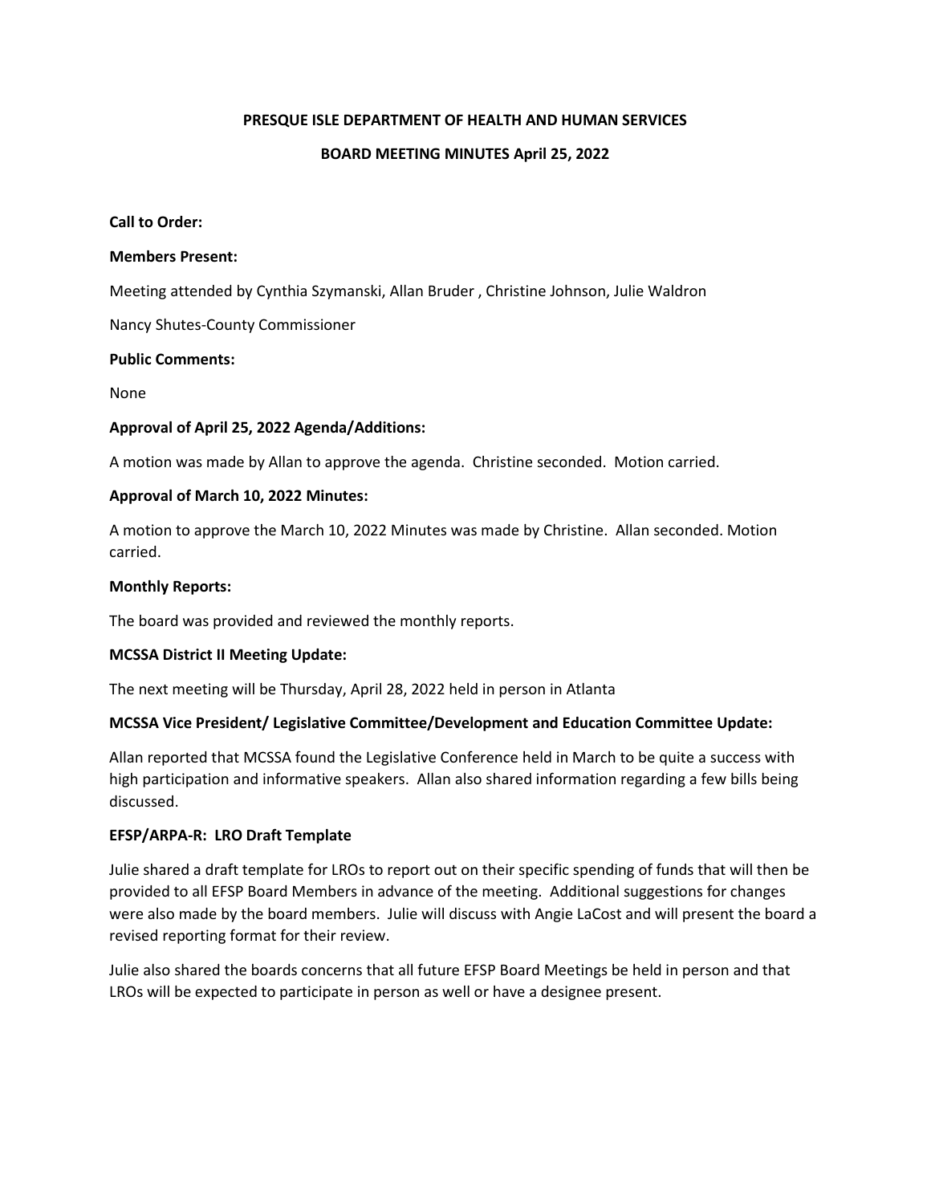**PRESQUE ISLE DEPARTMENT OF HEALTH AND HUMAN SERVICES**

**BOARD MEETING MINUTES April 25, 2022**

**Call to Order:**

**Members Present:**

Meeting attended by Cynthia Szymanski, Allan Bruder , Christine Johnson, Julie Waldron

Nancy Shutes-County Commissioner

**Public Comments:**

None

**Approval of April 25, 2022 Agenda/Additions:**

A motion was made by Allan to approve the agenda. Christine seconded. Motion carried.

**Approval of March 10, 2022 Minutes:**

A motion to approve the March 10, 2022 Minutes was made by Christine. Allan seconded. Motion carried.

**Monthly Reports:**

The board was provided and reviewed the monthly reports.

**MCSSA District II Meeting Update:**

The next meeting will be Thursday, April 28, 2022 held in person in Atlanta

**MCSSA Vice President/ Legislative Committee/Development and Education Committee Update:**

Allan reported that MCSSA found the Legislative Conference held in March to be quite a success with high participation and informative speakers. Allan also shared information regarding a few bills being discussed.

**EFSP/ARPA-R: LRO Draft Template**

Julie shared a draft template for LROs to report out on their specific spending of funds that will then be provided to all EFSP Board Members in advance of the meeting. Additional suggestions for changes were also made by the board members. Julie will discuss with Angie LaCost and will present the board a revised reporting format for their review.

Julie also shared the boards concerns that all future EFSP Board Meetings be held in person and that LROs will be expected to participate in person as well or have a designee present.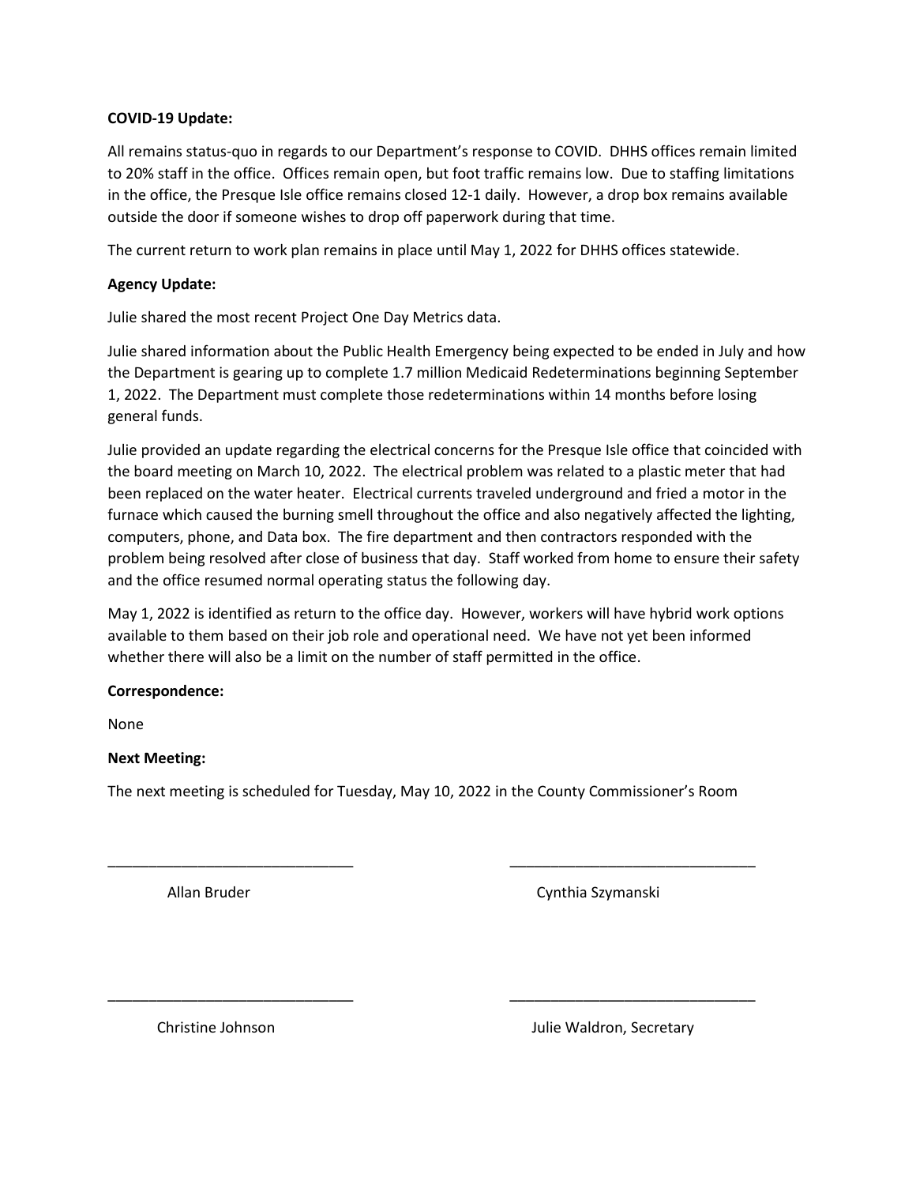**COVID-19 Update:**

All remains status-quo in regards to our Department's response to COVID. DHHS offices remain limited to 20% staff in the office. Offices remain open, but foot traffic remains low. Due to staffing limitations in the office, the Presque Isle office remains closed 12-1 daily. However, a drop box remains available outside the door if someone wishes to drop off paperwork during that time.

The current return to work plan remains in place until May 1, 2022 for DHHS offices statewide.

**Agency Update:**

Julie shared the most recent Project One Day Metrics data.

Julie shared information about the Public Health Emergency being expected to be ended in July and how the Department is gearing up to complete 1.7 million Medicaid Redeterminations beginning September 1, 2022. The Department must complete those redeterminations within 14 months before losing general funds.

Julie provided an update regarding the electrical concerns for the Presque Isle office that coincided with the board meeting on March 10, 2022. The electrical problem was related to a plastic meter that had been replaced on the water heater. Electrical currents traveled underground and fried a motor in the furnace which caused the burning smell throughout the office and also negatively affected the lighting, computers, phone, and Data box. The fire department and then contractors responded with the problem being resolved after close of business that day. Staff worked from home to ensure their safety and the office resumed normal operating status the following day.

May 1, 2022 is identified as return to the office day. However, workers will have hybrid work options available to them based on their job role and operational need. We have not yet been informed whether there will also be a limit on the number of staff permitted in the office.

**Correspondence:**

None

**Next Meeting:**

The next meeting is scheduled for Tuesday, May 10, 2022 in the County Commissioner's Room

______________________________ ______________________________

Allan Bruder Cynthia Szymanski

______________________________ ______________________________

Christine Johnson Julie Waldron, Secretary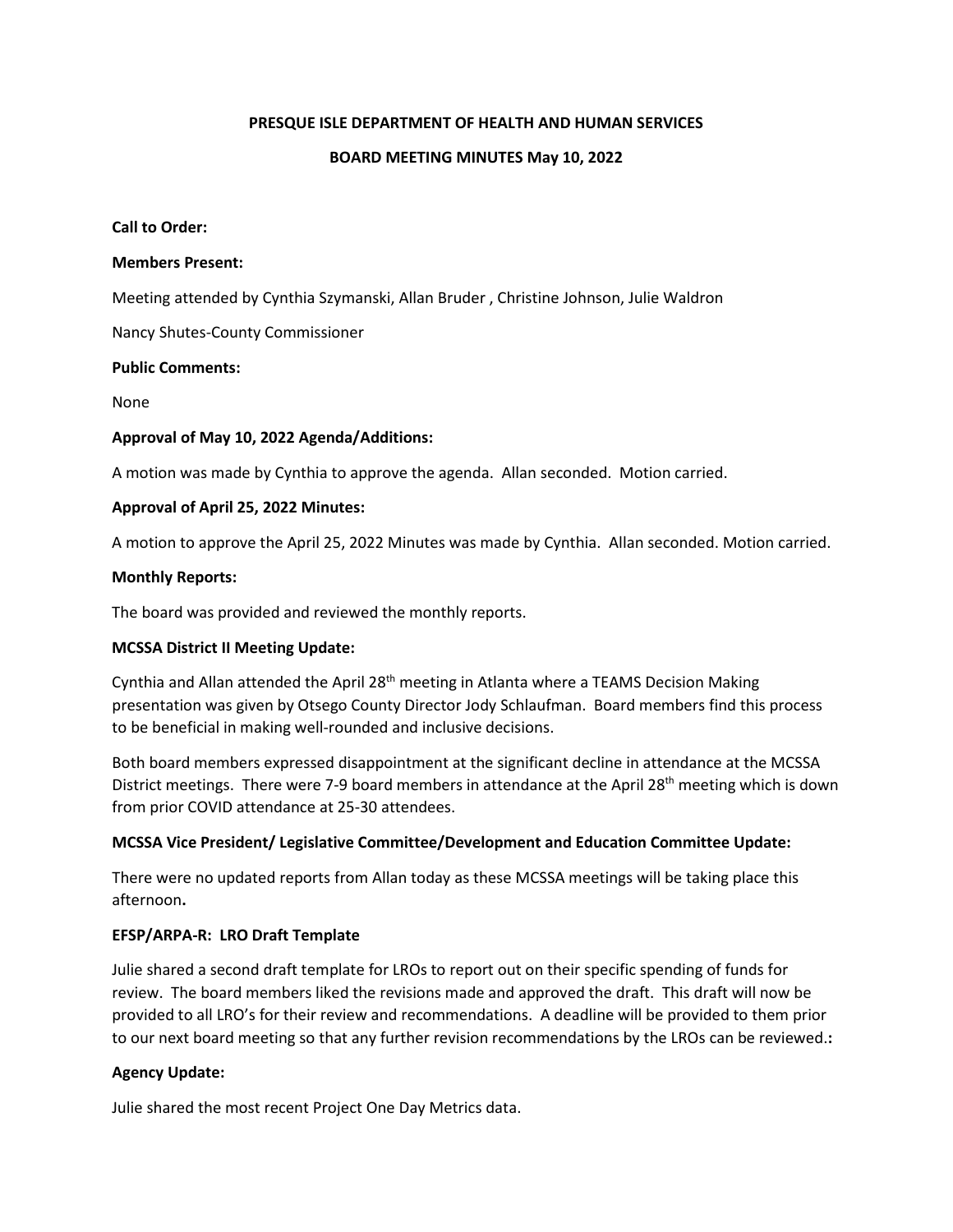**PRESQUE ISLE DEPARTMENT OF HEALTH AND HUMAN SERVICES**

**BOARD MEETING MINUTES May 10, 2022**

**Call to Order:**

**Members Present:**

Meeting attended by Cynthia Szymanski, Allan Bruder , Christine Johnson, Julie Waldron

Nancy Shutes-County Commissioner

**Public Comments:**

None

**Approval of May 10, 2022 Agenda/Additions:**

A motion was made by Cynthia to approve the agenda. Allan seconded. Motion carried.

**Approval of April 25, 2022 Minutes:**

A motion to approve the April 25, 2022 Minutes was made by Cynthia. Allan seconded. Motion carried.

**Monthly Reports:**

The board was provided and reviewed the monthly reports.

**MCSSA District II Meeting Update:**

Cynthia and Allan attended the April 28th meeting in Atlanta where a TEAMS Decision Making presentation was given by Otsego County Director Jody Schlaufman. Board members find this process to be beneficial in making well-rounded and inclusive decisions.

Both board members expressed disappointment at the significant decline in attendance at the MCSSA District meetings. There were 7-9 board members in attendance at the April 28th meeting which is down from prior COVID attendance at 25-30 attendees.

**MCSSA Vice President/ Legislative Committee/Development and Education Committee Update:**

There were no updated reports from Allan today as these MCSSA meetings will be taking place this afternoon**.**

**EFSP/ARPA-R: LRO Draft Template**

Julie shared a second draft template for LROs to report out on their specific spending of funds for review. The board members liked the revisions made and approved the draft. This draft will now be provided to all LRO's for their review and recommendations. A deadline will be provided to them prior to our next board meeting so that any further revision recommendations by the LROs can be reviewed.**:**

**Agency Update:**

Julie shared the most recent Project One Day Metrics data.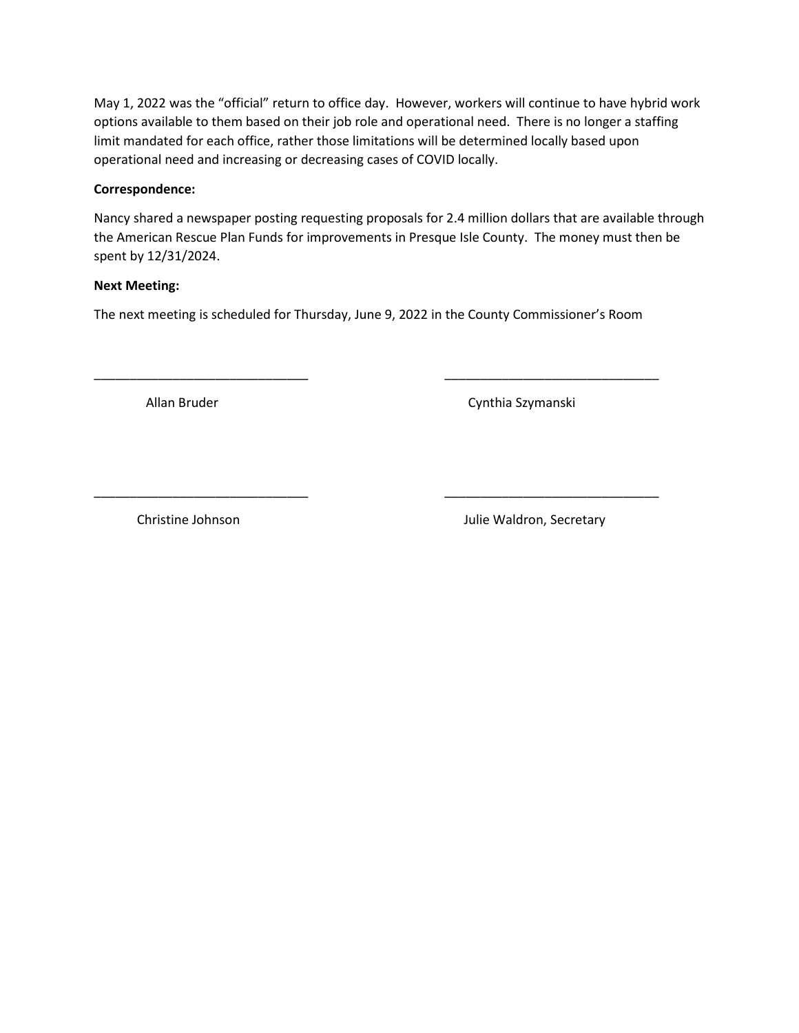May 1, 2022 was the "official" return to office day. However, workers will continue to have hybrid work options available to them based on their job role and operational need. There is no longer a staffing limit mandated for each office, rather those limitations will be determined locally based upon operational need and increasing or decreasing cases of COVID locally.

**Correspondence:**

Nancy shared a newspaper posting requesting proposals for 2.4 million dollars that are available through the American Rescue Plan Funds for improvements in Presque Isle County. The money must then be spent by 12/31/2024.

**Next Meeting:**

The next meeting is scheduled for Thursday, June 9, 2022 in the County Commissioner's Room

______________________________ ______________________________

Allan Bruder Cynthia Szymanski

______________________________ ______________________________

Christine Johnson Julie Waldron, Secretary